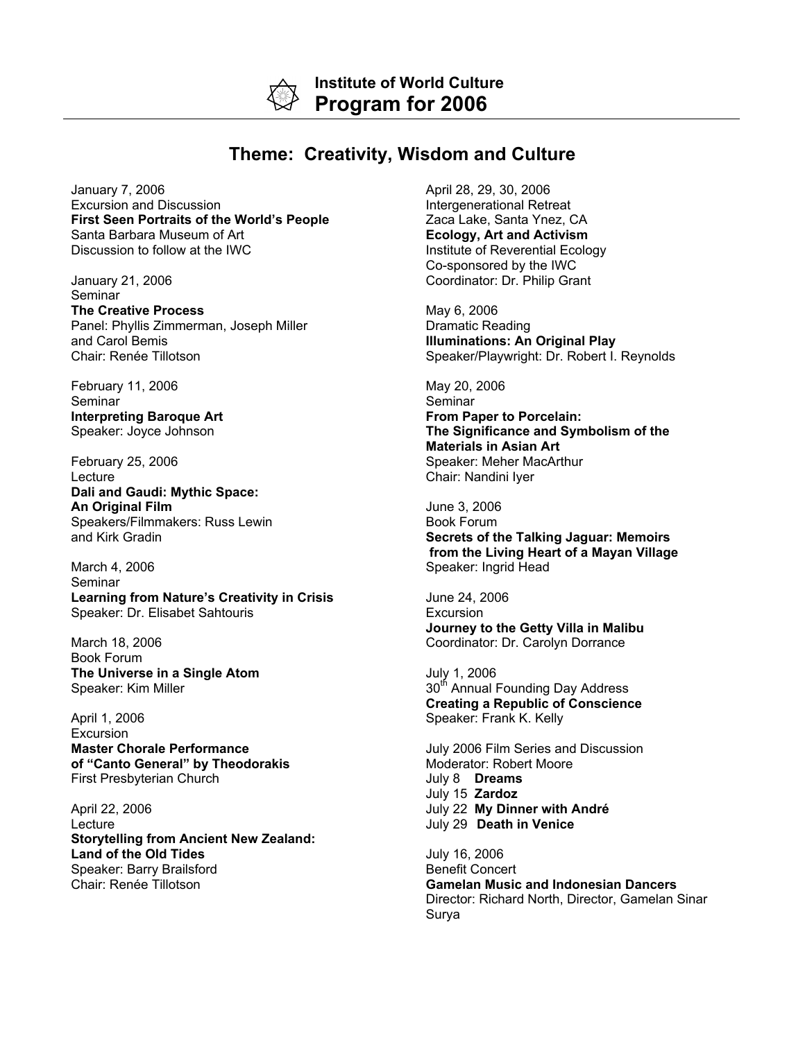# Institute of World Culture
# Program for 2006

## Theme: Creativity, Wisdom and Culture

January 7, 2006
Excursion and Discussion
**First Seen Portraits of the World's People**
Santa Barbara Museum of Art
Discussion to follow at the IWC

January 21, 2006
Seminar
**The Creative Process**
Panel: Phyllis Zimmerman, Joseph Miller and Carol Bemis
Chair: Renée Tillotson

February 11, 2006
Seminar
**Interpreting Baroque Art**
Speaker: Joyce Johnson

February 25, 2006
Lecture
**Dali and Gaudi: Mythic Space: An Original Film**
Speakers/Filmmakers: Russ Lewin and Kirk Gradin

March 4, 2006
Seminar
**Learning from Nature's Creativity in Crisis**
Speaker: Dr. Elisabet Sahtouris

March 18, 2006
Book Forum
**The Universe in a Single Atom**
Speaker: Kim Miller

April 1, 2006
Excursion
**Master Chorale Performance of "Canto General" by Theodorakis**
First Presbyterian Church

April 22, 2006
Lecture
**Storytelling from Ancient New Zealand: Land of the Old Tides**
Speaker: Barry Brailsford
Chair: Renée Tillotson

April 28, 29, 30, 2006
Intergenerational Retreat
Zaca Lake, Santa Ynez, CA
**Ecology, Art and Activism**
Institute of Reverential Ecology
Co-sponsored by the IWC
Coordinator: Dr. Philip Grant

May 6, 2006
Dramatic Reading
**Illuminations: An Original Play**
Speaker/Playwright: Dr. Robert I. Reynolds

May 20, 2006
Seminar
**From Paper to Porcelain: The Significance and Symbolism of the Materials in Asian Art**
Speaker: Meher MacArthur
Chair: Nandini Iyer

June 3, 2006
Book Forum
**Secrets of the Talking Jaguar: Memoirs from the Living Heart of a Mayan Village**
Speaker: Ingrid Head

June 24, 2006
Excursion
**Journey to the Getty Villa in Malibu**
Coordinator: Dr. Carolyn Dorrance

July 1, 2006
30th Annual Founding Day Address
**Creating a Republic of Conscience**
Speaker: Frank K. Kelly

July 2006 Film Series and Discussion
Moderator: Robert Moore
July 8 **Dreams**
July 15 **Zardoz**
July 22 **My Dinner with André**
July 29 **Death in Venice**

July 16, 2006
Benefit Concert
**Gamelan Music and Indonesian Dancers**
Director: Richard North, Director, Gamelan Sinar Surya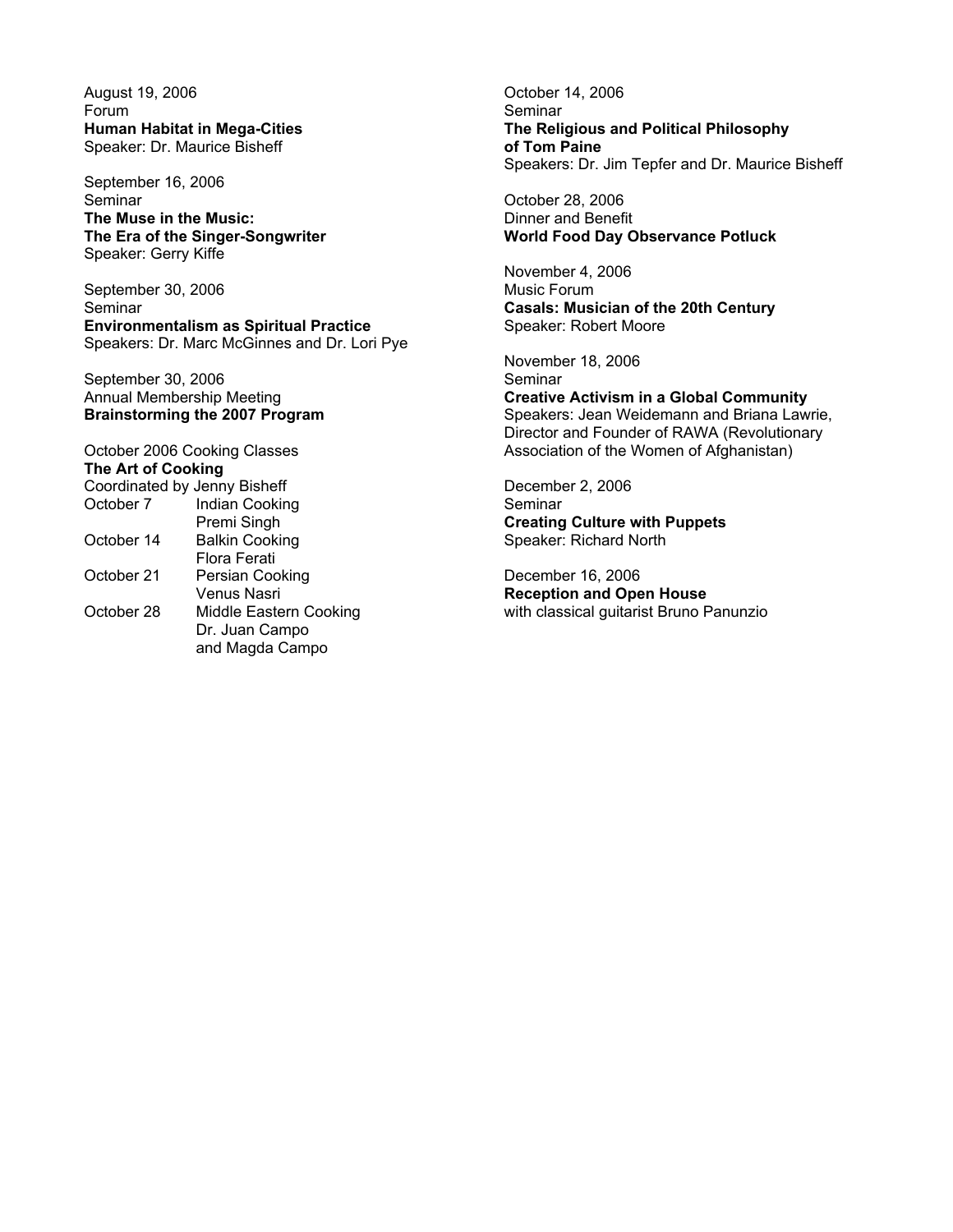August 19, 2006
Forum
**Human Habitat in Mega-Cities**
Speaker: Dr. Maurice Bisheff

September 16, 2006
Seminar
**The Muse in the Music:**
**The Era of the Singer-Songwriter**
Speaker: Gerry Kiffe

September 30, 2006
Seminar
**Environmentalism as Spiritual Practice**
Speakers: Dr. Marc McGinnes and Dr. Lori Pye

September 30, 2006
Annual Membership Meeting
**Brainstorming the 2007 Program**

October 2006 Cooking Classes
**The Art of Cooking**
Coordinated by Jenny Bisheff

| | |
|---|---|
| October 7 | Indian Cooking<br>Premi Singh |
| October 14 | Balkin Cooking<br>Flora Ferati |
| October 21 | Persian Cooking<br>Venus Nasri |
| October 28 | Middle Eastern Cooking<br>Dr. Juan Campo<br>and Magda Campo |

October 14, 2006
Seminar
**The Religious and Political Philosophy of Tom Paine**
Speakers: Dr. Jim Tepfer and Dr. Maurice Bisheff

October 28, 2006
Dinner and Benefit
**World Food Day Observance Potluck**

November 4, 2006
Music Forum
**Casals: Musician of the 20th Century**
Speaker: Robert Moore

November 18, 2006
Seminar
**Creative Activism in a Global Community**
Speakers: Jean Weidemann and Briana Lawrie, Director and Founder of RAWA (Revolutionary Association of the Women of Afghanistan)

December 2, 2006
Seminar
**Creating Culture with Puppets**
Speaker: Richard North

December 16, 2006
**Reception and Open House**
with classical guitarist Bruno Panunzio